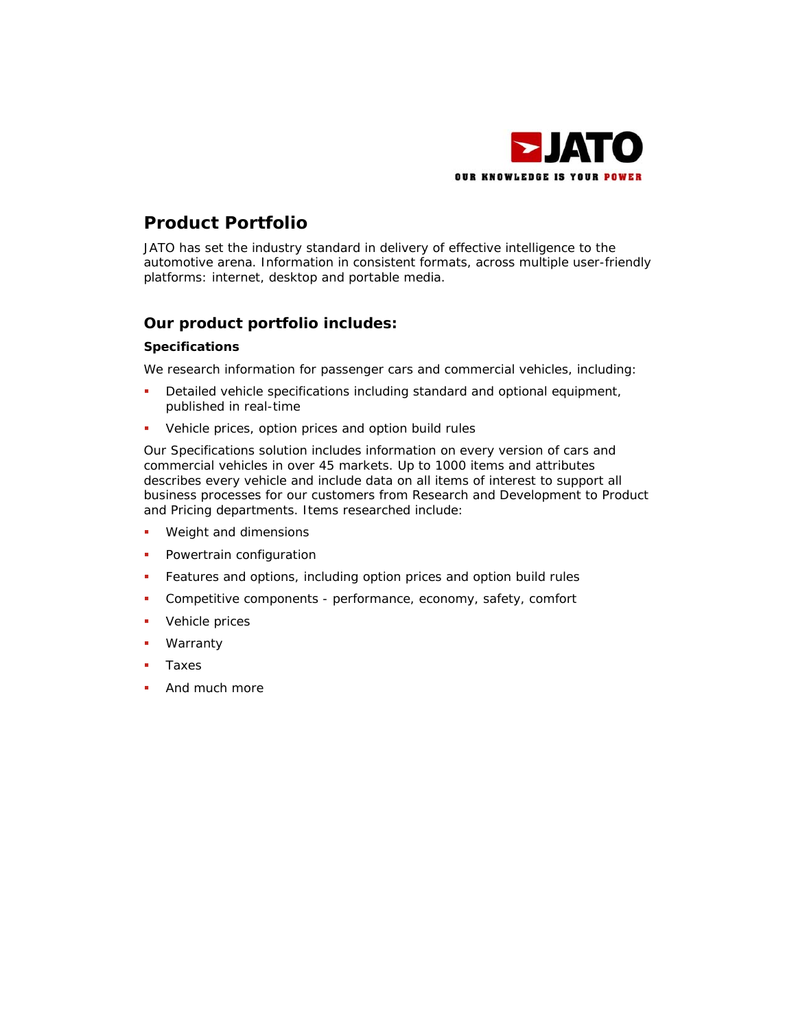JATO

OUR KNOWLEDGE IS YOUR POWER

# Product Portfolio

JATO has set the industry standard in delivery of effective intelligence to the automotive arena. Information in consistent formats, across multiple user-friendly platforms: internet, desktop and portable media.

## Our product portfolio includes:

### Specifications

We research information for passenger cars and commercial vehicles, including:

- Detailed vehicle specifications including standard and optional equipment, published in real-time
- Vehicle prices, option prices and option build rules

Our Specifications solution includes information on every version of cars and commercial vehicles in over 45 markets. Up to 1000 items and attributes describes every vehicle and include data on all items of interest to support all business processes for our customers from Research and Development to Product and Pricing departments. Items researched include:

- Weight and dimensions
- Powertrain configuration
- Features and options, including option prices and option build rules
- Competitive components - performance, economy, safety, comfort
- Vehicle prices
- Warranty
- Taxes
- And much more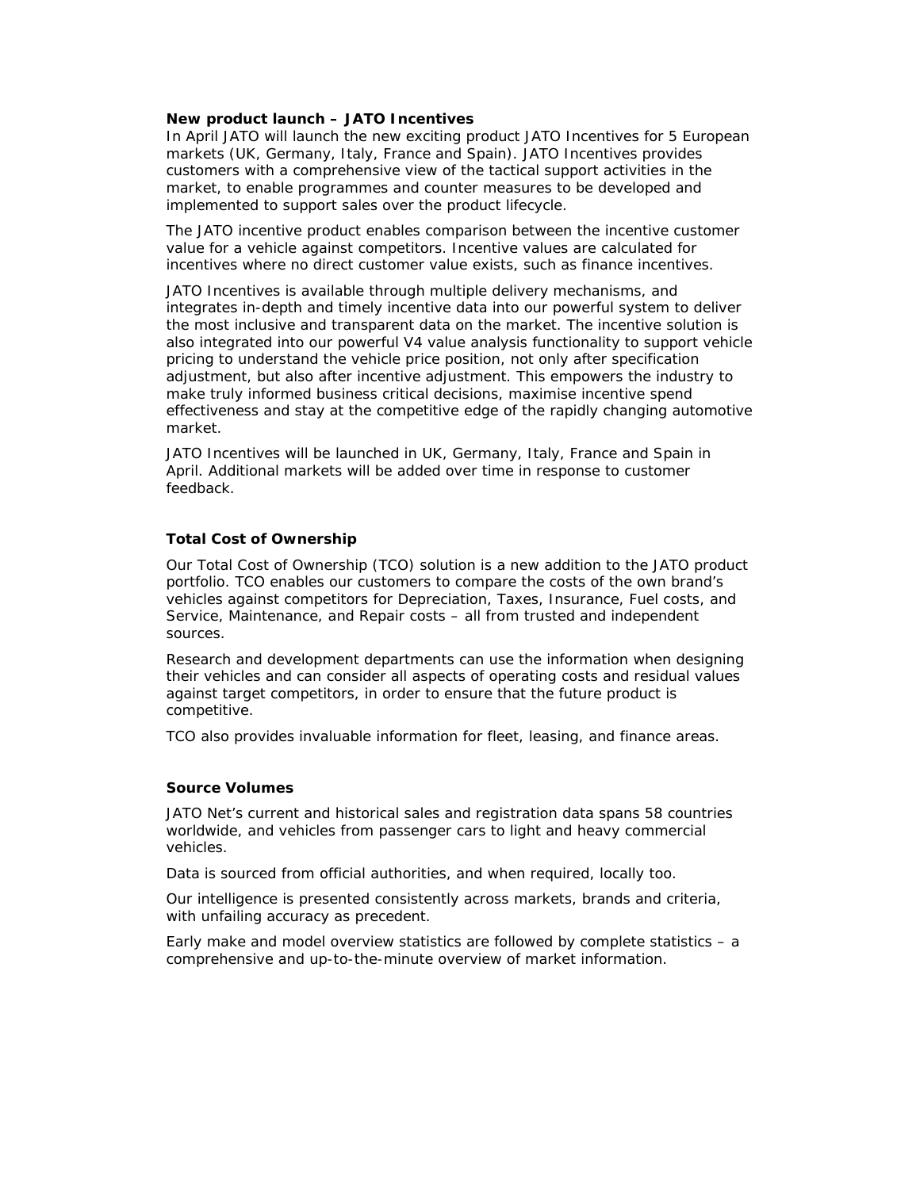**New product launch – JATO Incentives**

In April JATO will launch the new exciting product JATO Incentives for 5 European markets (UK, Germany, Italy, France and Spain). JATO Incentives provides customers with a comprehensive view of the tactical support activities in the market, to enable programmes and counter measures to be developed and implemented to support sales over the product lifecycle.

The JATO incentive product enables comparison between the incentive customer value for a vehicle against competitors. Incentive values are calculated for incentives where no direct customer value exists, such as finance incentives.

JATO Incentives is available through multiple delivery mechanisms, and integrates in-depth and timely incentive data into our powerful system to deliver the most inclusive and transparent data on the market. The incentive solution is also integrated into our powerful V4 value analysis functionality to support vehicle pricing to understand the vehicle price position, not only after specification adjustment, but also after incentive adjustment. This empowers the industry to make truly informed business critical decisions, maximise incentive spend effectiveness and stay at the competitive edge of the rapidly changing automotive market.

JATO Incentives will be launched in UK, Germany, Italy, France and Spain in April. Additional markets will be added over time in response to customer feedback.

**Total Cost of Ownership**

Our Total Cost of Ownership (TCO) solution is a new addition to the JATO product portfolio. TCO enables our customers to compare the costs of the own brand's vehicles against competitors for Depreciation, Taxes, Insurance, Fuel costs, and Service, Maintenance, and Repair costs – all from trusted and independent sources.

Research and development departments can use the information when designing their vehicles and can consider all aspects of operating costs and residual values against target competitors, in order to ensure that the future product is competitive.

TCO also provides invaluable information for fleet, leasing, and finance areas.

**Source Volumes**

JATO Net's current and historical sales and registration data spans 58 countries worldwide, and vehicles from passenger cars to light and heavy commercial vehicles.

Data is sourced from official authorities, and when required, locally too.

Our intelligence is presented consistently across markets, brands and criteria, with unfailing accuracy as precedent.

Early make and model overview statistics are followed by complete statistics – a comprehensive and up-to-the-minute overview of market information.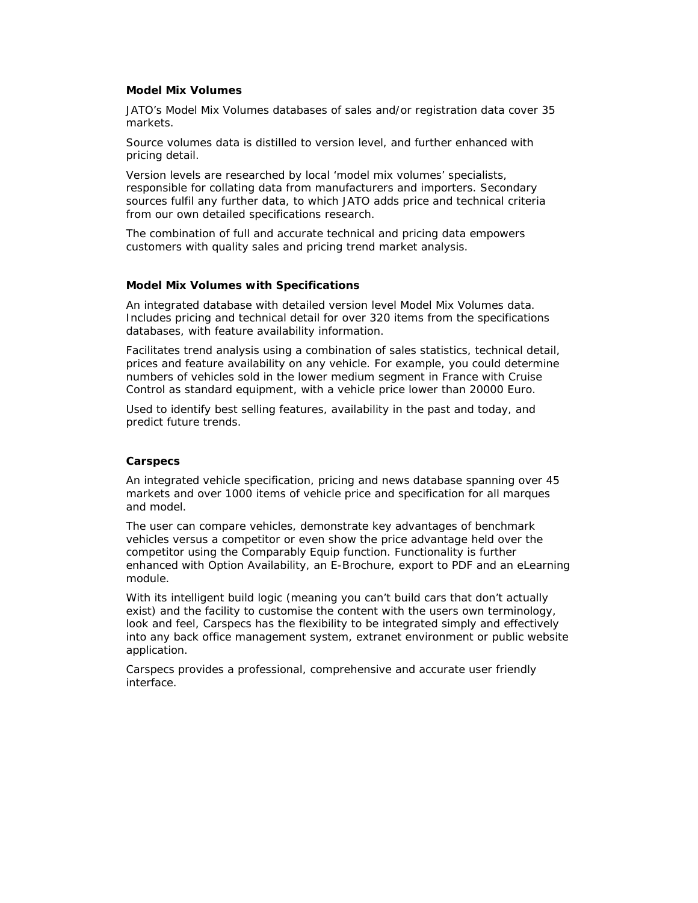**Model Mix Volumes**

JATO's Model Mix Volumes databases of sales and/or registration data cover 35 markets.

Source volumes data is distilled to version level, and further enhanced with pricing detail.

Version levels are researched by local 'model mix volumes' specialists, responsible for collating data from manufacturers and importers. Secondary sources fulfil any further data, to which JATO adds price and technical criteria from our own detailed specifications research.

The combination of full and accurate technical and pricing data empowers customers with quality sales and pricing trend market analysis.

**Model Mix Volumes with Specifications**

An integrated database with detailed version level Model Mix Volumes data. Includes pricing and technical detail for over 320 items from the specifications databases, with feature availability information.

Facilitates trend analysis using a combination of sales statistics, technical detail, prices and feature availability on any vehicle. For example, you could determine numbers of vehicles sold in the lower medium segment in France with Cruise Control as standard equipment, with a vehicle price lower than 20000 Euro.

Used to identify best selling features, availability in the past and today, and predict future trends.

**Carspecs**

An integrated vehicle specification, pricing and news database spanning over 45 markets and over 1000 items of vehicle price and specification for all marques and model.

The user can compare vehicles, demonstrate key advantages of benchmark vehicles versus a competitor or even show the price advantage held over the competitor using the Comparably Equip function. Functionality is further enhanced with Option Availability, an E-Brochure, export to PDF and an eLearning module.

With its intelligent build logic (meaning you can't build cars that don't actually exist) and the facility to customise the content with the users own terminology, look and feel, Carspecs has the flexibility to be integrated simply and effectively into any back office management system, extranet environment or public website application.

Carspecs provides a professional, comprehensive and accurate user friendly interface.